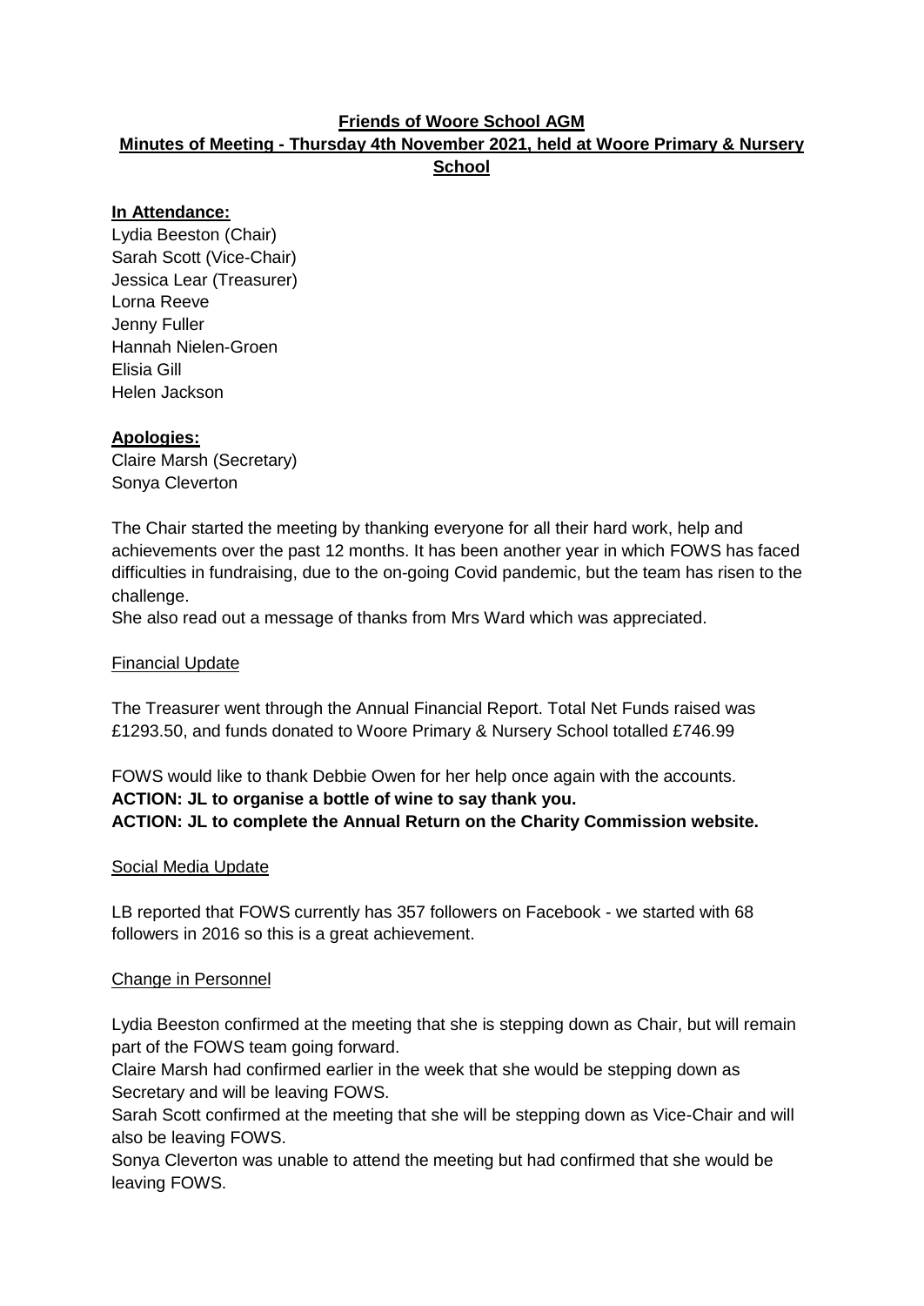# Friends of Woore School AGM

## Minutes of Meeting - Thursday 4th November 2021, held at Woore Primary & Nursery School

**In Attendance:**

Lydia Beeston (Chair)
Sarah Scott (Vice-Chair)
Jessica Lear (Treasurer)
Lorna Reeve
Jenny Fuller
Hannah Nielen-Groen
Elisia Gill
Helen Jackson

**Apologies:**

Claire Marsh (Secretary)
Sonya Cleverton

The Chair started the meeting by thanking everyone for all their hard work, help and achievements over the past 12 months. It has been another year in which FOWS has faced difficulties in fundraising, due to the on-going Covid pandemic, but the team has risen to the challenge.

She also read out a message of thanks from Mrs Ward which was appreciated.

### Financial Update

The Treasurer went through the Annual Financial Report. Total Net Funds raised was £1293.50, and funds donated to Woore Primary & Nursery School totalled £746.99

FOWS would like to thank Debbie Owen for her help once again with the accounts.

**ACTION: JL to organise a bottle of wine to say thank you.**

**ACTION: JL to complete the Annual Return on the Charity Commission website.**

### Social Media Update

LB reported that FOWS currently has 357 followers on Facebook - we started with 68 followers in 2016 so this is a great achievement.

### Change in Personnel

Lydia Beeston confirmed at the meeting that she is stepping down as Chair, but will remain part of the FOWS team going forward.

Claire Marsh had confirmed earlier in the week that she would be stepping down as Secretary and will be leaving FOWS.

Sarah Scott confirmed at the meeting that she will be stepping down as Vice-Chair and will also be leaving FOWS.

Sonya Cleverton was unable to attend the meeting but had confirmed that she would be leaving FOWS.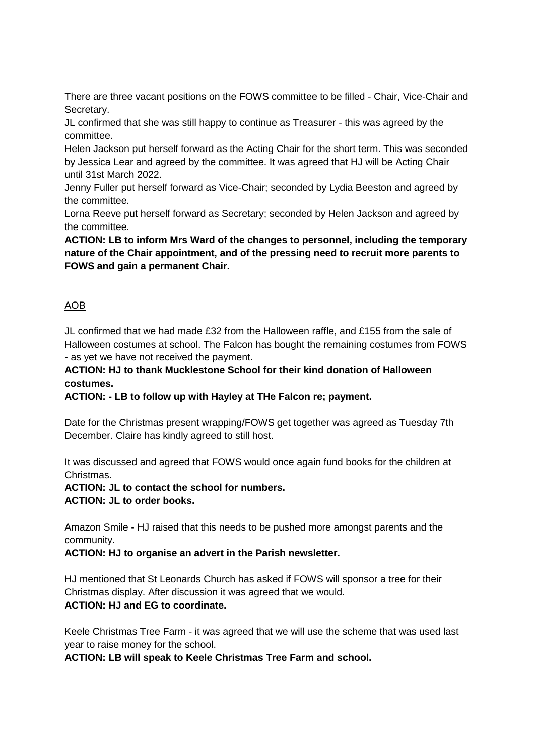There are three vacant positions on the FOWS committee to be filled - Chair, Vice-Chair and Secretary.

JL confirmed that she was still happy to continue as Treasurer - this was agreed by the committee.

Helen Jackson put herself forward as the Acting Chair for the short term. This was seconded by Jessica Lear and agreed by the committee. It was agreed that HJ will be Acting Chair until 31st March 2022.

Jenny Fuller put herself forward as Vice-Chair; seconded by Lydia Beeston and agreed by the committee.

Lorna Reeve put herself forward as Secretary; seconded by Helen Jackson and agreed by the committee.

**ACTION: LB to inform Mrs Ward of the changes to personnel, including the temporary nature of the Chair appointment, and of the pressing need to recruit more parents to FOWS and gain a permanent Chair.**

<u>AOB</u>

JL confirmed that we had made £32 from the Halloween raffle, and £155 from the sale of Halloween costumes at school. The Falcon has bought the remaining costumes from FOWS - as yet we have not received the payment.

**ACTION: HJ to thank Mucklestone School for their kind donation of Halloween costumes.**

**ACTION: - LB to follow up with Hayley at THe Falcon re; payment.**

Date for the Christmas present wrapping/FOWS get together was agreed as Tuesday 7th December. Claire has kindly agreed to still host.

It was discussed and agreed that FOWS would once again fund books for the children at Christmas.

**ACTION: JL to contact the school for numbers.**
**ACTION: JL to order books.**

Amazon Smile - HJ raised that this needs to be pushed more amongst parents and the community.

**ACTION: HJ to organise an advert in the Parish newsletter.**

HJ mentioned that St Leonards Church has asked if FOWS will sponsor a tree for their Christmas display. After discussion it was agreed that we would.

**ACTION: HJ and EG to coordinate.**

Keele Christmas Tree Farm - it was agreed that we will use the scheme that was used last year to raise money for the school.

**ACTION: LB will speak to Keele Christmas Tree Farm and school.**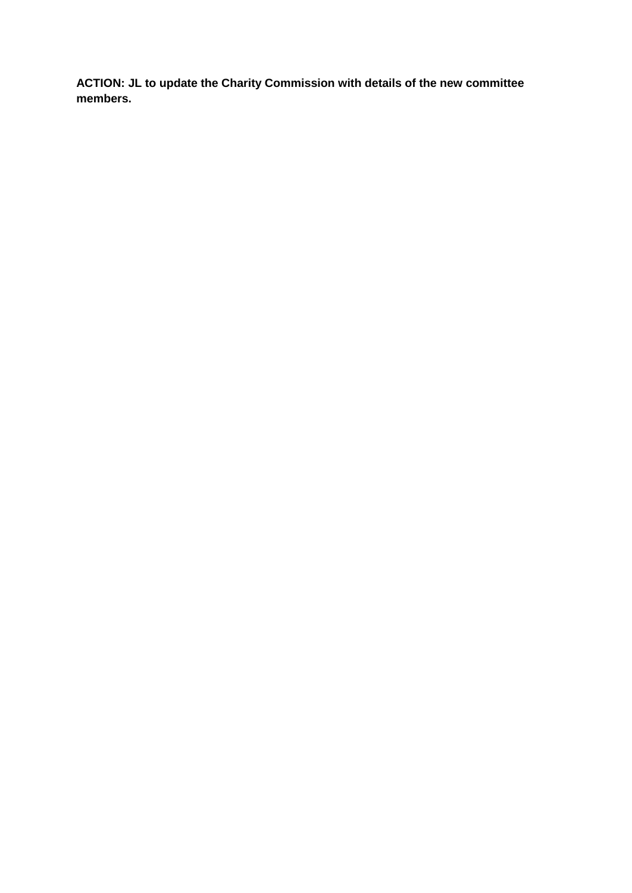**ACTION: JL to update the Charity Commission with details of the new committee members.**